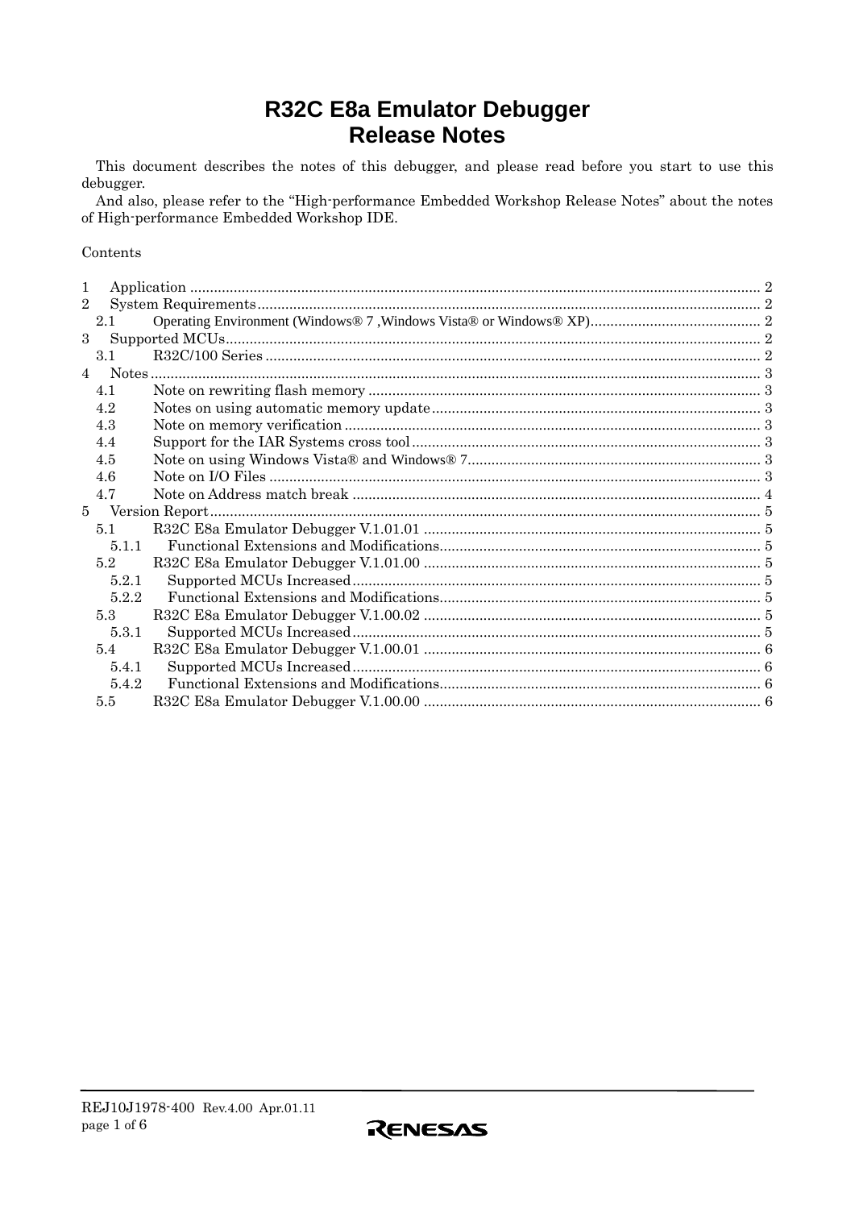# R32C E8a Emulator Debugger Release Notes

This document describes the notes of this debugger, and please read before you start to use this debugger.

And also, please refer to the "High-performance Embedded Workshop Release Notes" about the notes of High-performance Embedded Workshop IDE.

Contents

1 Application ............................................................ 2
2 System Requirements ............................................................ 2
  2.1 Operating Environment (Windows® 7 ,Windows Vista® or Windows® XP) ............................................................ 2
3 Supported MCUs ............................................................ 2
  3.1 R32C/100 Series ............................................................ 2
4 Notes ............................................................ 3
  4.1 Note on rewriting flash memory ............................................................ 3
  4.2 Notes on using automatic memory update ............................................................ 3
  4.3 Note on memory verification ............................................................ 3
  4.4 Support for the IAR Systems cross tool ............................................................ 3
  4.5 Note on using Windows Vista® and Windows® 7 ............................................................ 3
  4.6 Note on I/O Files ............................................................ 3
  4.7 Note on Address match break ............................................................ 4
5 Version Report ............................................................ 5
  5.1 R32C E8a Emulator Debugger V.1.01.01 ............................................................ 5
    5.1.1 Functional Extensions and Modifications ............................................................ 5
  5.2 R32C E8a Emulator Debugger V.1.01.00 ............................................................ 5
    5.2.1 Supported MCUs Increased ............................................................ 5
    5.2.2 Functional Extensions and Modifications ............................................................ 5
  5.3 R32C E8a Emulator Debugger V.1.00.02 ............................................................ 5
    5.3.1 Supported MCUs Increased ............................................................ 5
  5.4 R32C E8a Emulator Debugger V.1.00.01 ............................................................ 6
    5.4.1 Supported MCUs Increased ............................................................ 6
    5.4.2 Functional Extensions and Modifications ............................................................ 6
  5.5 R32C E8a Emulator Debugger V.1.00.00 ............................................................ 6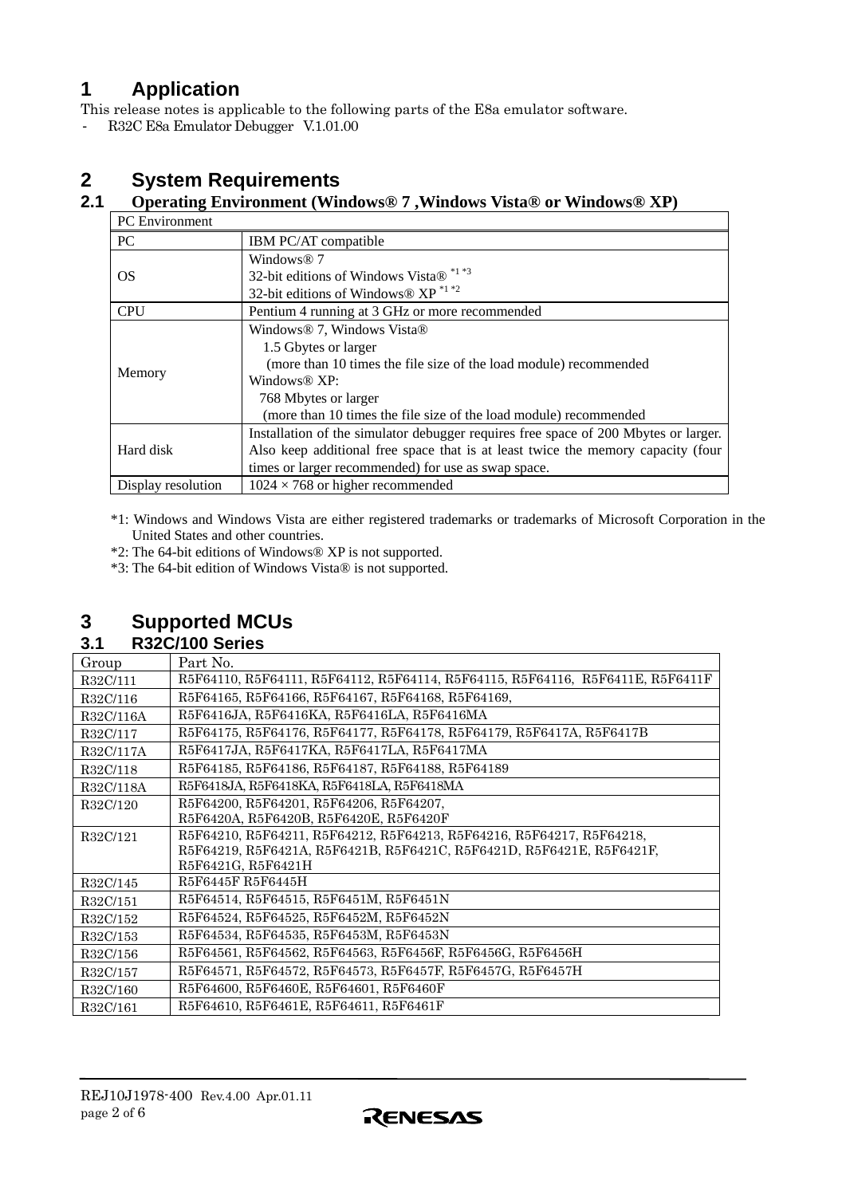# 1 Application

This release notes is applicable to the following parts of the E8a emulator software.

- R32C E8a Emulator Debugger V.1.01.00

# 2 System Requirements

## 2.1 Operating Environment (Windows® 7 ,Windows Vista® or Windows® XP)

| PC Environment | |
|---|---|
| PC | IBM PC/AT compatible |
| OS | Windows® 7<br>32-bit editions of Windows Vista® [*1 *3]<br>32-bit editions of Windows® XP [*1 *2] |
| CPU | Pentium 4 running at 3 GHz or more recommended |
| Memory | Windows® 7, Windows Vista®<br>1.5 Gbytes or larger<br>(more than 10 times the file size of the load module) recommended<br>Windows® XP:<br>768 Mbytes or larger<br>(more than 10 times the file size of the load module) recommended |
| Hard disk | Installation of the simulator debugger requires free space of 200 Mbytes or larger. Also keep additional free space that is at least twice the memory capacity (four times or larger recommended) for use as swap space. |
| Display resolution | 1024 × 768 or higher recommended |

*1: Windows and Windows Vista are either registered trademarks or trademarks of Microsoft Corporation in the United States and other countries.
*2: The 64-bit editions of Windows® XP is not supported.
*3: The 64-bit edition of Windows Vista® is not supported.

# 3 Supported MCUs

## 3.1 R32C/100 Series

| Group | Part No. |
|---|---|
| R32C/111 | R5F64110, R5F64111, R5F64112, R5F64114, R5F64115, R5F64116, R5F6411E, R5F6411F |
| R32C/116 | R5F64165, R5F64166, R5F64167, R5F64168, R5F64169, |
| R32C/116A | R5F6416JA, R5F6416KA, R5F6416LA, R5F6416MA |
| R32C/117 | R5F64175, R5F64176, R5F64177, R5F64178, R5F64179, R5F6417A, R5F6417B |
| R32C/117A | R5F6417JA, R5F6417KA, R5F6417LA, R5F6417MA |
| R32C/118 | R5F64185, R5F64186, R5F64187, R5F64188, R5F64189 |
| R32C/118A | R5F6418JA, R5F6418KA, R5F6418LA, R5F6418MA |
| R32C/120 | R5F64200, R5F64201, R5F64206, R5F64207,<br>R5F6420A, R5F6420B, R5F6420E, R5F6420F |
| R32C/121 | R5F64210, R5F64211, R5F64212, R5F64213, R5F64216, R5F64217, R5F64218,<br>R5F64219, R5F6421A, R5F6421B, R5F6421C, R5F6421D, R5F6421E, R5F6421F,<br>R5F6421G, R5F6421H |
| R32C/145 | R5F6445F R5F6445H |
| R32C/151 | R5F64514, R5F64515, R5F6451M, R5F6451N |
| R32C/152 | R5F64524, R5F64525, R5F6452M, R5F6452N |
| R32C/153 | R5F64534, R5F64535, R5F6453M, R5F6453N |
| R32C/156 | R5F64561, R5F64562, R5F64563, R5F6456F, R5F6456G, R5F6456H |
| R32C/157 | R5F64571, R5F64572, R5F64573, R5F6457F, R5F6457G, R5F6457H |
| R32C/160 | R5F64600, R5F6460E, R5F64601, R5F6460F |
| R32C/161 | R5F64610, R5F6461E, R5F64611, R5F6461F |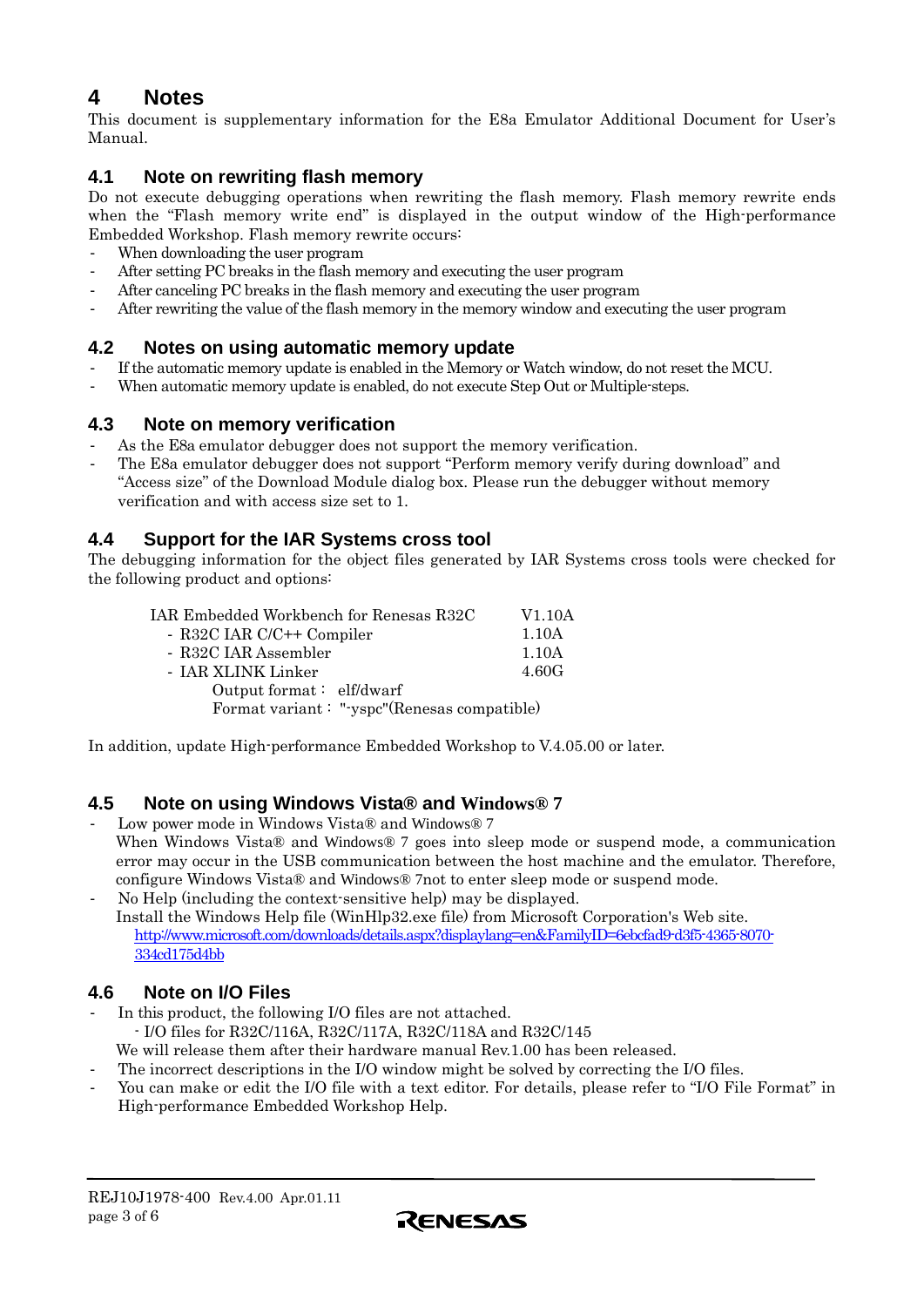# 4 Notes

This document is supplementary information for the E8a Emulator Additional Document for User's Manual.

## 4.1 Note on rewriting flash memory

Do not execute debugging operations when rewriting the flash memory. Flash memory rewrite ends when the "Flash memory write end" is displayed in the output window of the High-performance Embedded Workshop. Flash memory rewrite occurs:

- When downloading the user program
- After setting PC breaks in the flash memory and executing the user program
- After canceling PC breaks in the flash memory and executing the user program
- After rewriting the value of the flash memory in the memory window and executing the user program

## 4.2 Notes on using automatic memory update

- If the automatic memory update is enabled in the Memory or Watch window, do not reset the MCU.
- When automatic memory update is enabled, do not execute Step Out or Multiple-steps.

## 4.3 Note on memory verification

- As the E8a emulator debugger does not support the memory verification.
- The E8a emulator debugger does not support "Perform memory verify during download" and "Access size" of the Download Module dialog box. Please run the debugger without memory verification and with access size set to 1.

## 4.4 Support for the IAR Systems cross tool

The debugging information for the object files generated by IAR Systems cross tools were checked for the following product and options:

| | |
|---|---|
| IAR Embedded Workbench for Renesas R32C | V1.10A |
| - R32C IAR C/C++ Compiler | 1.10A |
| - R32C IAR Assembler | 1.10A |
| - IAR XLINK Linker | 4.60G |
| Output format： elf/dwarf | |
| Format variant： "-yspc"(Renesas compatible) | |

In addition, update High-performance Embedded Workshop to V.4.05.00 or later.

## 4.5 Note on using Windows Vista® and Windows® 7

- Low power mode in Windows Vista® and Windows® 7
  When Windows Vista® and Windows® 7 goes into sleep mode or suspend mode, a communication error may occur in the USB communication between the host machine and the emulator. Therefore, configure Windows Vista® and Windows® 7not to enter sleep mode or suspend mode.
- No Help (including the context-sensitive help) may be displayed.
  Install the Windows Help file (WinHlp32.exe file) from Microsoft Corporation's Web site.
  http://www.microsoft.com/downloads/details.aspx?displaylang=en&FamilyID=6ebcfad9-d3f5-4365-8070-334cd175d4bb

## 4.6 Note on I/O Files

- In this product, the following I/O files are not attached.
  - I/O files for R32C/116A, R32C/117A, R32C/118A and R32C/145
  
  We will release them after their hardware manual Rev.1.00 has been released.
- The incorrect descriptions in the I/O window might be solved by correcting the I/O files.
- You can make or edit the I/O file with a text editor. For details, please refer to "I/O File Format" in High-performance Embedded Workshop Help.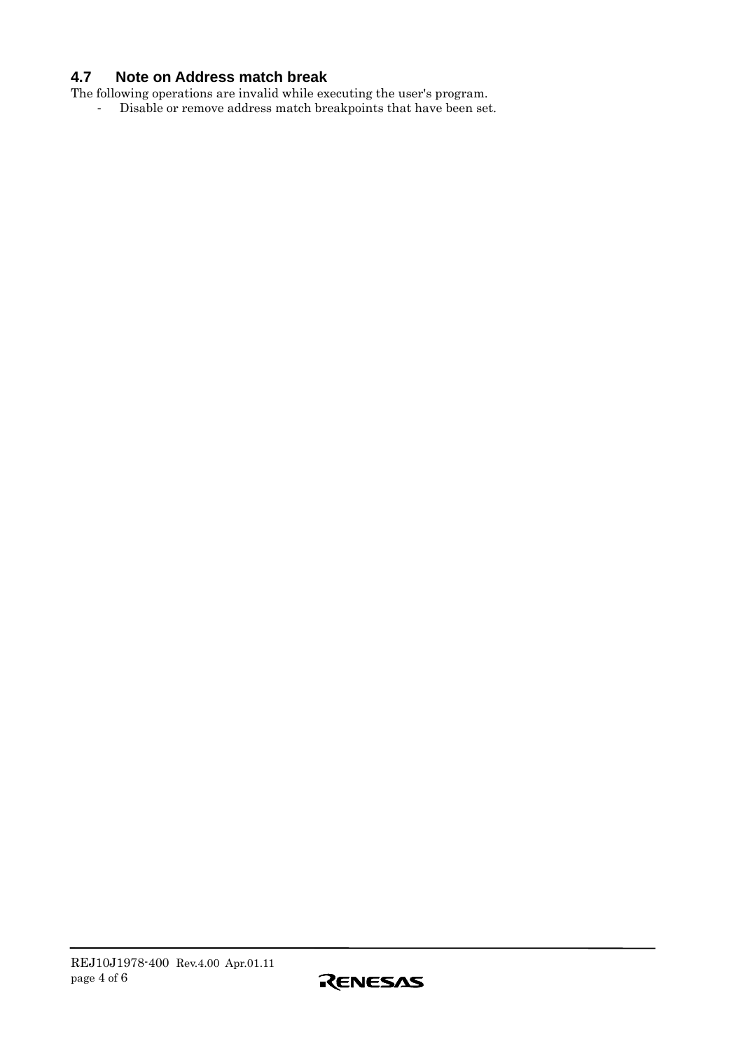### 4.7 Note on Address match break

The following operations are invalid while executing the user's program.

- Disable or remove address match breakpoints that have been set.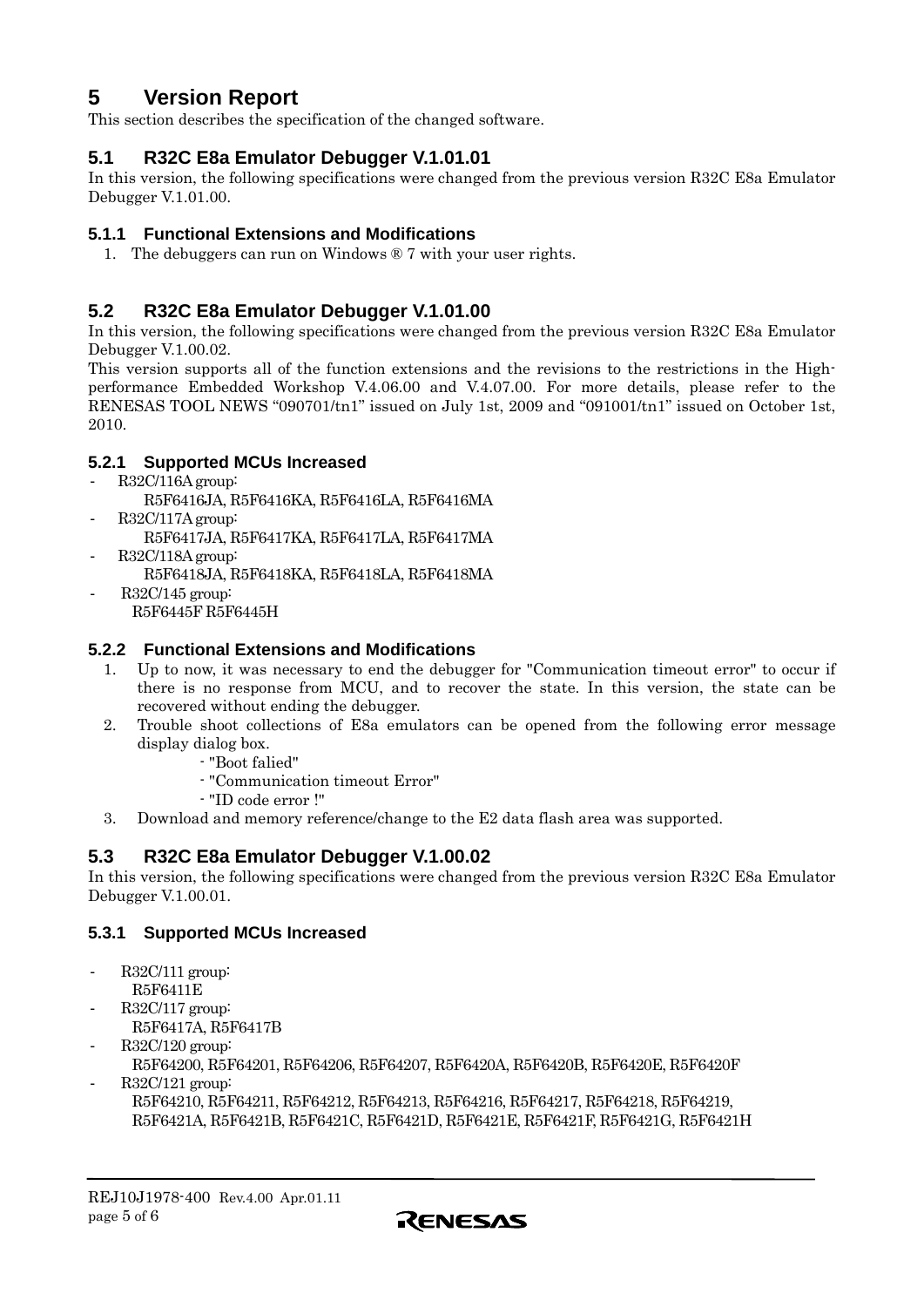# 5 Version Report

This section describes the specification of the changed software.

## 5.1 R32C E8a Emulator Debugger V.1.01.01

In this version, the following specifications were changed from the previous version R32C E8a Emulator Debugger V.1.01.00.

### 5.1.1 Functional Extensions and Modifications

1. The debuggers can run on Windows ® 7 with your user rights.

## 5.2 R32C E8a Emulator Debugger V.1.01.00

In this version, the following specifications were changed from the previous version R32C E8a Emulator Debugger V.1.00.02.

This version supports all of the function extensions and the revisions to the restrictions in the High-performance Embedded Workshop V.4.06.00 and V.4.07.00. For more details, please refer to the RENESAS TOOL NEWS "090701/tn1" issued on July 1st, 2009 and "091001/tn1" issued on October 1st, 2010.

### 5.2.1 Supported MCUs Increased

- R32C/116A group:
  R5F6416JA, R5F6416KA, R5F6416LA, R5F6416MA
- R32C/117A group:
  R5F6417JA, R5F6417KA, R5F6417LA, R5F6417MA
- R32C/118A group:
  R5F6418JA, R5F6418KA, R5F6418LA, R5F6418MA
- R32C/145 group:
  R5F6445F R5F6445H

### 5.2.2 Functional Extensions and Modifications

1. Up to now, it was necessary to end the debugger for "Communication timeout error" to occur if there is no response from MCU, and to recover the state. In this version, the state can be recovered without ending the debugger.
2. Trouble shoot collections of E8a emulators can be opened from the following error message display dialog box.
   - "Boot falied"
   - "Communication timeout Error"
   - "ID code error !"
3. Download and memory reference/change to the E2 data flash area was supported.

## 5.3 R32C E8a Emulator Debugger V.1.00.02

In this version, the following specifications were changed from the previous version R32C E8a Emulator Debugger V.1.00.01.

### 5.3.1 Supported MCUs Increased

- R32C/111 group:
  R5F6411E
- R32C/117 group:
  R5F6417A, R5F6417B
- R32C/120 group:
  R5F64200, R5F64201, R5F64206, R5F64207, R5F6420A, R5F6420B, R5F6420E, R5F6420F
- R32C/121 group:
  R5F64210, R5F64211, R5F64212, R5F64213, R5F64216, R5F64217, R5F64218, R5F64219, R5F6421A, R5F6421B, R5F6421C, R5F6421D, R5F6421E, R5F6421F, R5F6421G, R5F6421H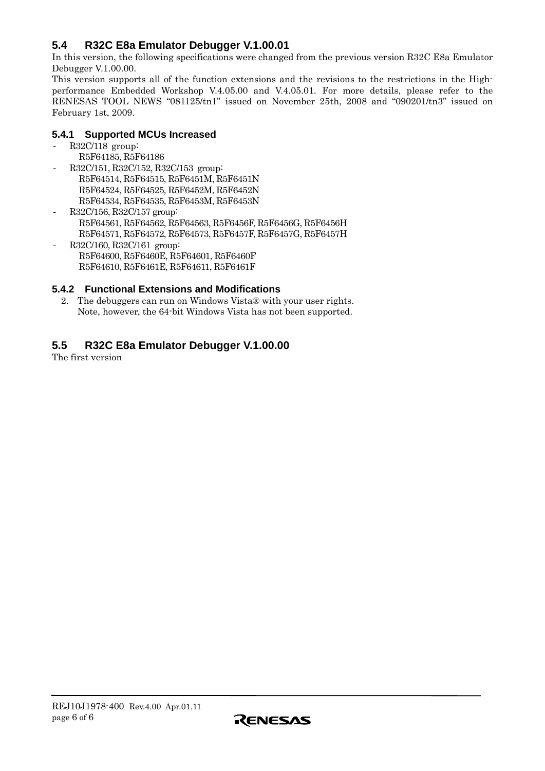## 5.4 R32C E8a Emulator Debugger V.1.00.01

In this version, the following specifications were changed from the previous version R32C E8a Emulator Debugger V.1.00.00.
This version supports all of the function extensions and the revisions to the restrictions in the High-performance Embedded Workshop V.4.05.00 and V.4.05.01. For more details, please refer to the RENESAS TOOL NEWS “081125/tn1” issued on November 25th, 2008 and “090201/tn3” issued on February 1st, 2009.

### 5.4.1 Supported MCUs Increased

- R32C/118 group:
  R5F64185, R5F64186
- R32C/151, R32C/152, R32C/153 group:
  R5F64514, R5F64515, R5F6451M, R5F6451N
  R5F64524, R5F64525, R5F6452M, R5F6452N
  R5F64534, R5F64535, R5F6453M, R5F6453N
- R32C/156, R32C/157 group:
  R5F64561, R5F64562, R5F64563, R5F6456F, R5F6456G, R5F6456H
  R5F64571, R5F64572, R5F64573, R5F6457F, R5F6457G, R5F6457H
- R32C/160, R32C/161 group:
  R5F64600, R5F6460E, R5F64601, R5F6460F
  R5F64610, R5F6461E, R5F64611, R5F6461F

### 5.4.2 Functional Extensions and Modifications

2. The debuggers can run on Windows Vista® with your user rights.
   Note, however, the 64-bit Windows Vista has not been supported.

## 5.5 R32C E8a Emulator Debugger V.1.00.00

The first version